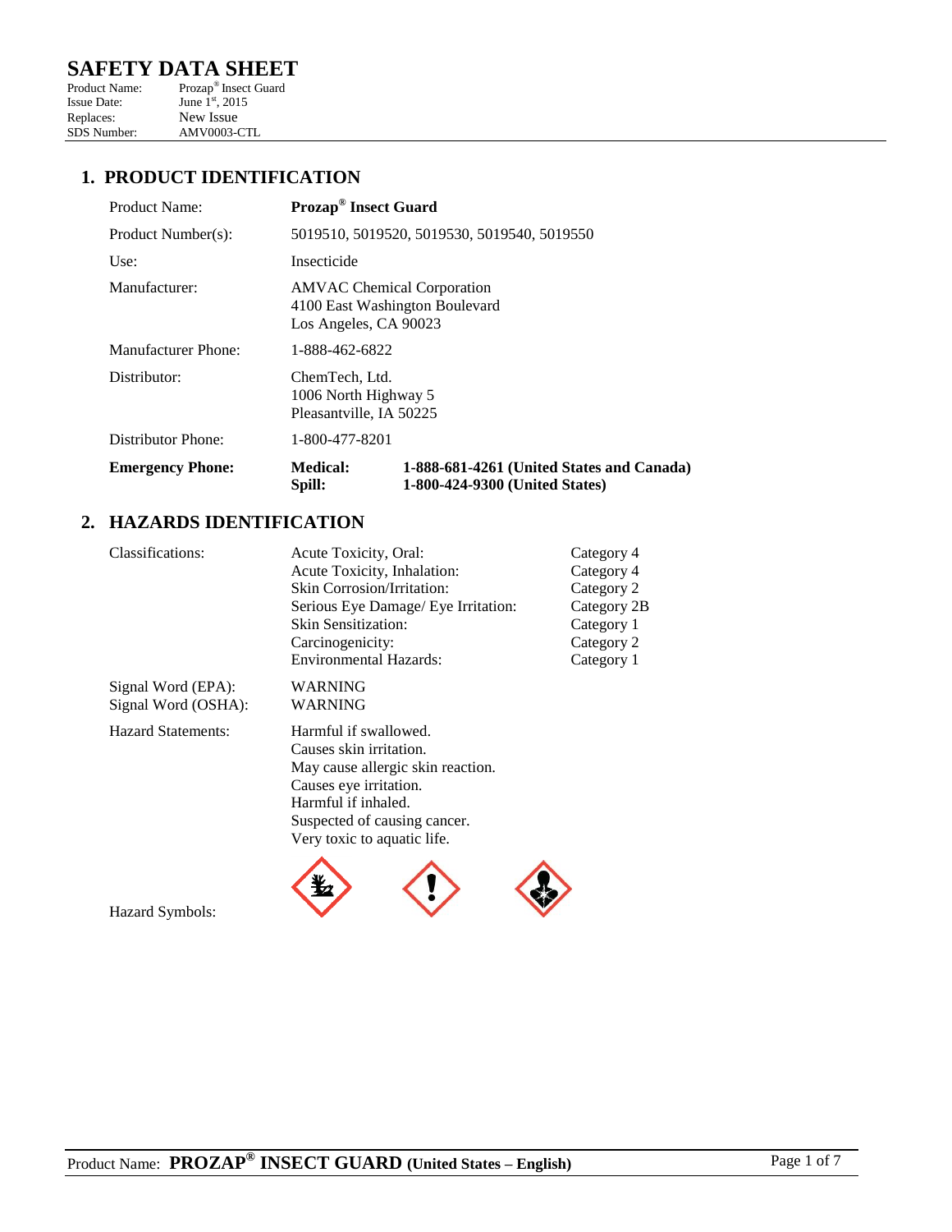# SAFETY DATA SHEET

| | |
|---|---|
| Product Name: | Prozap® Insect Guard |
| Issue Date: | June 1st, 2015 |
| Replaces: | New Issue |
| SDS Number: | AMV0003-CTL |

## 1. PRODUCT IDENTIFICATION

| | | |
|---|---|---|
| Product Name: | **Prozap® Insect Guard** | |
| Product Number(s): | 5019510, 5019520, 5019530, 5019540, 5019550 | |
| Use: | Insecticide | |
| Manufacturer: | AMVAC Chemical Corporation<br>4100 East Washington Boulevard<br>Los Angeles, CA 90023 | |
| Manufacturer Phone: | 1-888-462-6822 | |
| Distributor: | ChemTech, Ltd.<br>1006 North Highway 5<br>Pleasantville, IA 50225 | |
| Distributor Phone: | 1-800-477-8201 | |
| **Emergency Phone:** | **Medical:** | **1-888-681-4261 (United States and Canada)** |
| | **Spill:** | **1-800-424-9300 (United States)** |

## 2. HAZARDS IDENTIFICATION

| | | |
|---|---|---|
| Classifications: | Acute Toxicity, Oral: | Category 4 |
| | Acute Toxicity, Inhalation: | Category 4 |
| | Skin Corrosion/Irritation: | Category 2 |
| | Serious Eye Damage/ Eye Irritation: | Category 2B |
| | Skin Sensitization: | Category 1 |
| | Carcinogenicity: | Category 2 |
| | Environmental Hazards: | Category 1 |

Signal Word (EPA): WARNING
Signal Word (OSHA): WARNING

Hazard Statements:
Harmful if swallowed.
Causes skin irritation.
May cause allergic skin reaction.
Causes eye irritation.
Harmful if inhaled.
Suspected of causing cancer.
Very toxic to aquatic life.

Hazard Symbols: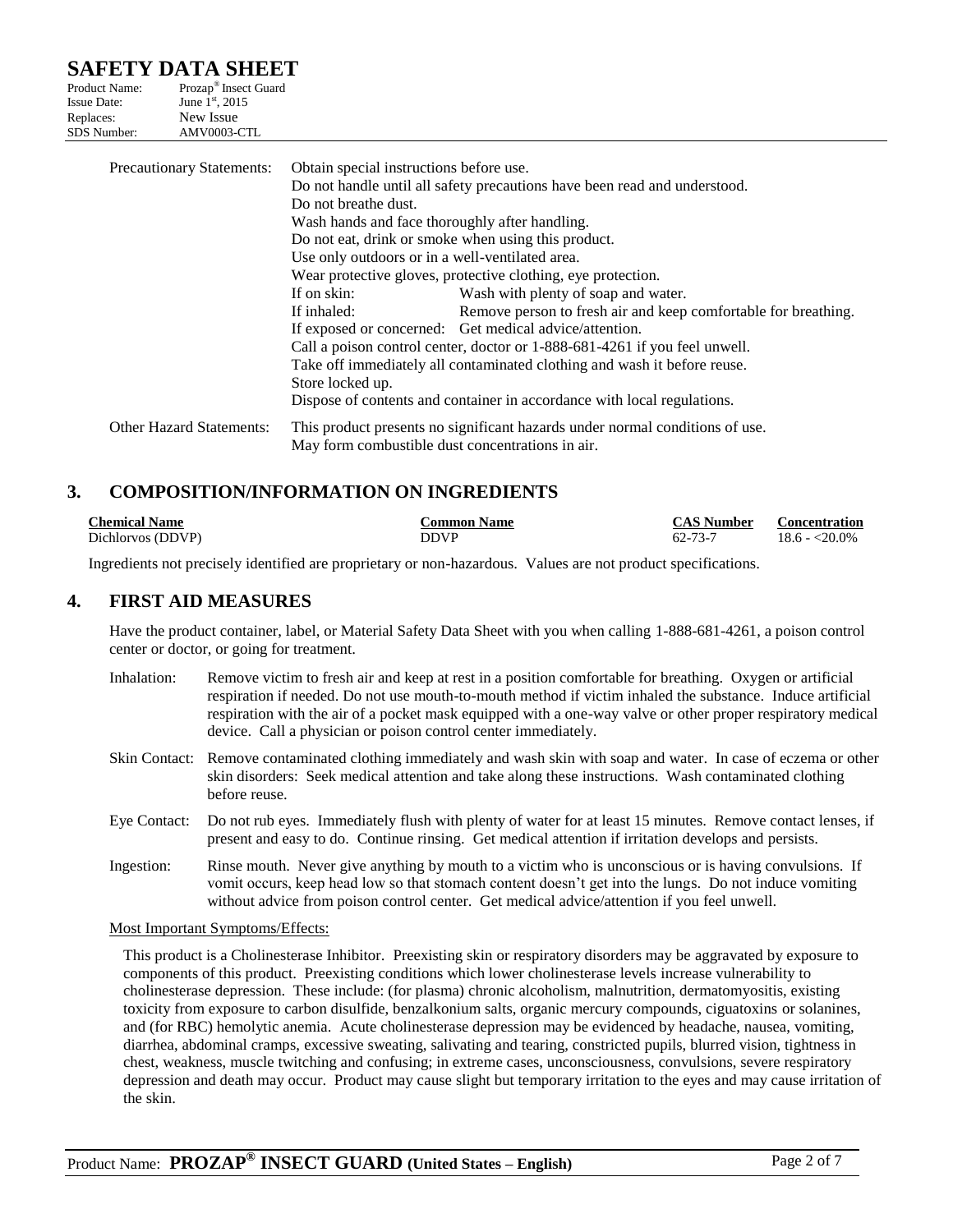| Precautionary Statements: | Obtain special instructions before use. |
|---|---|
| | Do not handle until all safety precautions have been read and understood. |
| | Do not breathe dust. |
| | Wash hands and face thoroughly after handling. |
| | Do not eat, drink or smoke when using this product. |
| | Use only outdoors or in a well-ventilated area. |
| | Wear protective gloves, protective clothing, eye protection. |
| | If on skin: Wash with plenty of soap and water. |
| | If inhaled: Remove person to fresh air and keep comfortable for breathing. |
| | If exposed or concerned: Get medical advice/attention. |
| | Call a poison control center, doctor or 1-888-681-4261 if you feel unwell. |
| | Take off immediately all contaminated clothing and wash it before reuse. |
| | Store locked up. |
| | Dispose of contents and container in accordance with local regulations. |
| Other Hazard Statements: | This product presents no significant hazards under normal conditions of use. May form combustible dust concentrations in air. |

## 3. COMPOSITION/INFORMATION ON INGREDIENTS

| Chemical Name | Common Name | CAS Number | Concentration |
|---|---|---|---|
| Dichlorvos (DDVP) | DDVP | 62-73-7 | 18.6 - <20.0% |

Ingredients not precisely identified are proprietary or non-hazardous. Values are not product specifications.

## 4. FIRST AID MEASURES

Have the product container, label, or Material Safety Data Sheet with you when calling 1-888-681-4261, a poison control center or doctor, or going for treatment.

**Inhalation:** Remove victim to fresh air and keep at rest in a position comfortable for breathing. Oxygen or artificial respiration if needed. Do not use mouth-to-mouth method if victim inhaled the substance. Induce artificial respiration with the air of a pocket mask equipped with a one-way valve or other proper respiratory medical device. Call a physician or poison control center immediately.

**Skin Contact:** Remove contaminated clothing immediately and wash skin with soap and water. In case of eczema or other skin disorders: Seek medical attention and take along these instructions. Wash contaminated clothing before reuse.

**Eye Contact:** Do not rub eyes. Immediately flush with plenty of water for at least 15 minutes. Remove contact lenses, if present and easy to do. Continue rinsing. Get medical attention if irritation develops and persists.

**Ingestion:** Rinse mouth. Never give anything by mouth to a victim who is unconscious or is having convulsions. If vomit occurs, keep head low so that stomach content doesn't get into the lungs. Do not induce vomiting without advice from poison control center. Get medical advice/attention if you feel unwell.

Most Important Symptoms/Effects:

This product is a Cholinesterase Inhibitor. Preexisting skin or respiratory disorders may be aggravated by exposure to components of this product. Preexisting conditions which lower cholinesterase levels increase vulnerability to cholinesterase depression. These include: (for plasma) chronic alcoholism, malnutrition, dermatomyositis, existing toxicity from exposure to carbon disulfide, benzalkonium salts, organic mercury compounds, ciguatoxins or solanines, and (for RBC) hemolytic anemia. Acute cholinesterase depression may be evidenced by headache, nausea, vomiting, diarrhea, abdominal cramps, excessive sweating, salivating and tearing, constricted pupils, blurred vision, tightness in chest, weakness, muscle twitching and confusing; in extreme cases, unconsciousness, convulsions, severe respiratory depression and death may occur. Product may cause slight but temporary irritation to the eyes and may cause irritation of the skin.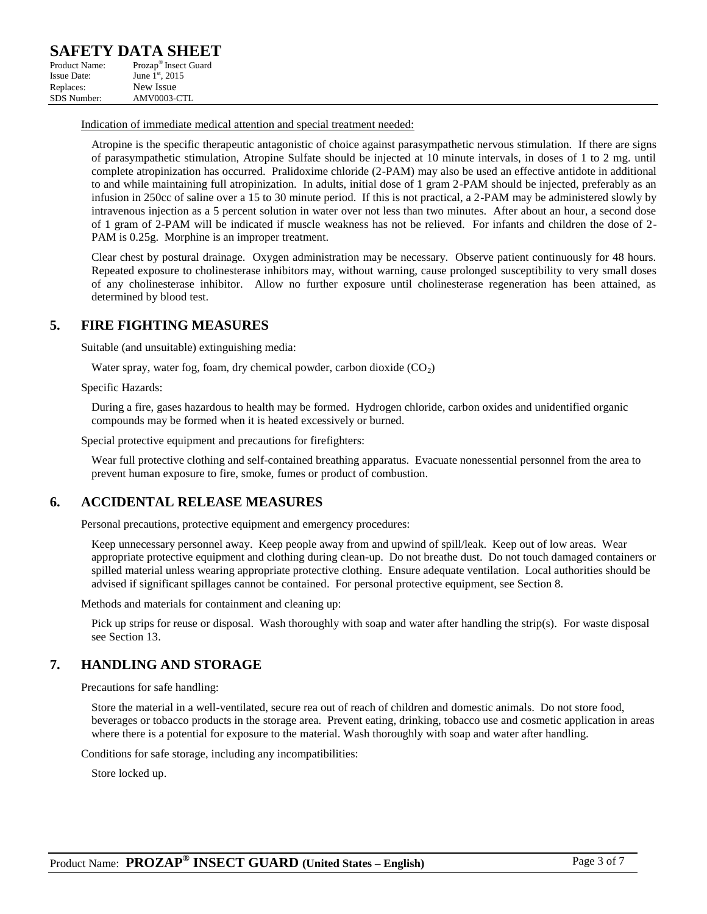Indication of immediate medical attention and special treatment needed:

Atropine is the specific therapeutic antagonistic of choice against parasympathetic nervous stimulation. If there are signs of parasympathetic stimulation, Atropine Sulfate should be injected at 10 minute intervals, in doses of 1 to 2 mg. until complete atropinization has occurred. Pralidoxime chloride (2-PAM) may also be used an effective antidote in additional to and while maintaining full atropinization. In adults, initial dose of 1 gram 2-PAM should be injected, preferably as an infusion in 250cc of saline over a 15 to 30 minute period. If this is not practical, a 2-PAM may be administered slowly by intravenous injection as a 5 percent solution in water over not less than two minutes. After about an hour, a second dose of 1 gram of 2-PAM will be indicated if muscle weakness has not be relieved. For infants and children the dose of 2-PAM is 0.25g. Morphine is an improper treatment.

Clear chest by postural drainage. Oxygen administration may be necessary. Observe patient continuously for 48 hours. Repeated exposure to cholinesterase inhibitors may, without warning, cause prolonged susceptibility to very small doses of any cholinesterase inhibitor. Allow no further exposure until cholinesterase regeneration has been attained, as determined by blood test.

## 5. FIRE FIGHTING MEASURES

Suitable (and unsuitable) extinguishing media:

Water spray, water fog, foam, dry chemical powder, carbon dioxide ($CO_2$)

Specific Hazards:

During a fire, gases hazardous to health may be formed. Hydrogen chloride, carbon oxides and unidentified organic compounds may be formed when it is heated excessively or burned.

Special protective equipment and precautions for firefighters:

Wear full protective clothing and self-contained breathing apparatus. Evacuate nonessential personnel from the area to prevent human exposure to fire, smoke, fumes or product of combustion.

## 6. ACCIDENTAL RELEASE MEASURES

Personal precautions, protective equipment and emergency procedures:

Keep unnecessary personnel away. Keep people away from and upwind of spill/leak. Keep out of low areas. Wear appropriate protective equipment and clothing during clean-up. Do not breathe dust. Do not touch damaged containers or spilled material unless wearing appropriate protective clothing. Ensure adequate ventilation. Local authorities should be advised if significant spillages cannot be contained. For personal protective equipment, see Section 8.

Methods and materials for containment and cleaning up:

Pick up strips for reuse or disposal. Wash thoroughly with soap and water after handling the strip(s). For waste disposal see Section 13.

## 7. HANDLING AND STORAGE

Precautions for safe handling:

Store the material in a well-ventilated, secure rea out of reach of children and domestic animals. Do not store food, beverages or tobacco products in the storage area. Prevent eating, drinking, tobacco use and cosmetic application in areas where there is a potential for exposure to the material. Wash thoroughly with soap and water after handling.

Conditions for safe storage, including any incompatibilities:

Store locked up.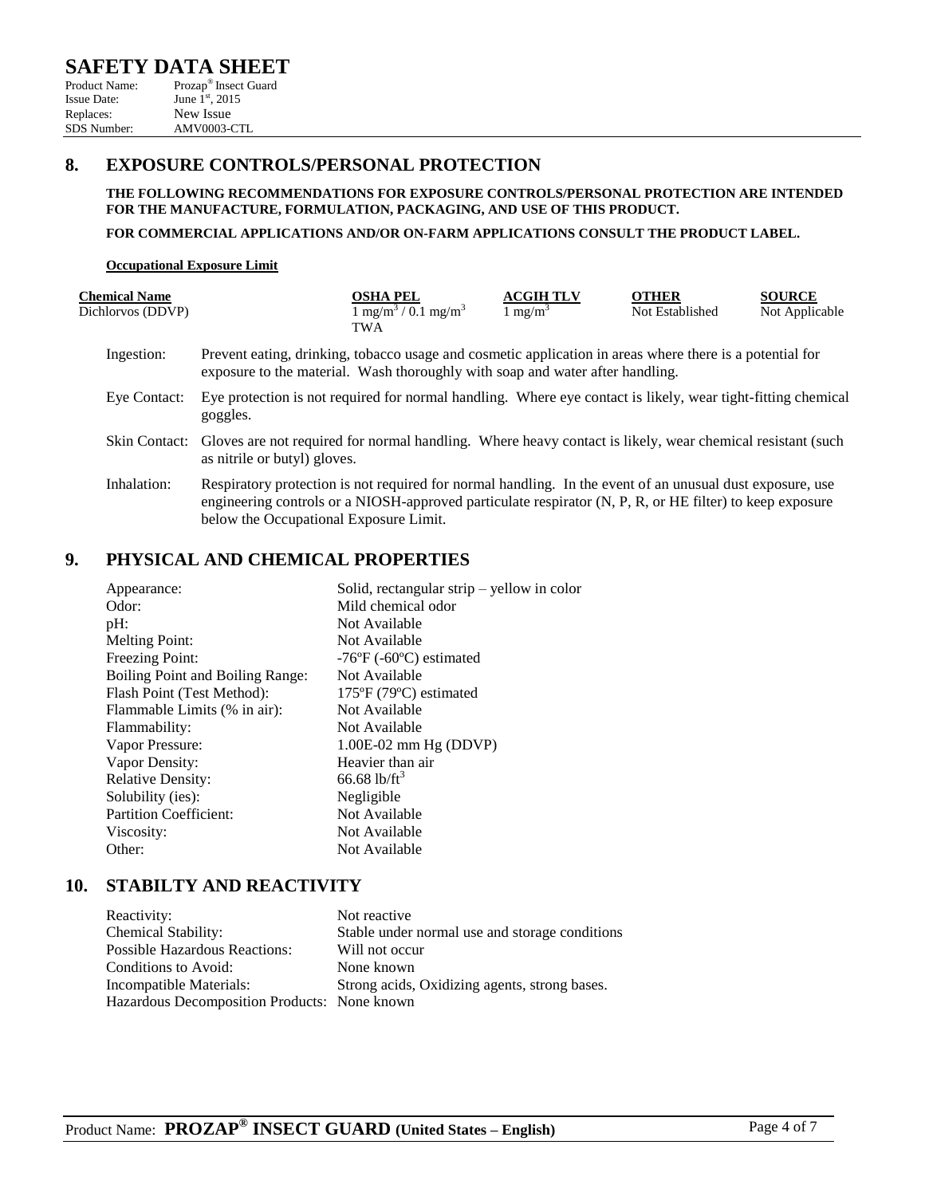# SAFETY DATA SHEET

Product Name: Prozap® Insect Guard
Issue Date: June 1st, 2015
Replaces: New Issue
SDS Number: AMV0003-CTL

## 8. EXPOSURE CONTROLS/PERSONAL PROTECTION

**THE FOLLOWING RECOMMENDATIONS FOR EXPOSURE CONTROLS/PERSONAL PROTECTION ARE INTENDED FOR THE MANUFACTURE, FORMULATION, PACKAGING, AND USE OF THIS PRODUCT.**

**FOR COMMERCIAL APPLICATIONS AND/OR ON-FARM APPLICATIONS CONSULT THE PRODUCT LABEL.**

**Occupational Exposure Limit**

| Chemical Name | OSHA PEL | ACGIH TLV | OTHER | SOURCE |
|---|---|---|---|---|
| Dichlorvos (DDVP) | 1 $mg/m^3$ / 0.1 $mg/m^3$ TWA | 1 $mg/m^3$ | Not Established | Not Applicable |

Ingestion: Prevent eating, drinking, tobacco usage and cosmetic application in areas where there is a potential for exposure to the material. Wash thoroughly with soap and water after handling.

Eye Contact: Eye protection is not required for normal handling. Where eye contact is likely, wear tight-fitting chemical goggles.

Skin Contact: Gloves are not required for normal handling. Where heavy contact is likely, wear chemical resistant (such as nitrile or butyl) gloves.

Inhalation: Respiratory protection is not required for normal handling. In the event of an unusual dust exposure, use engineering controls or a NIOSH-approved particulate respirator (N, P, R, or HE filter) to keep exposure below the Occupational Exposure Limit.

## 9. PHYSICAL AND CHEMICAL PROPERTIES

| | |
|---|---|
| Appearance: | Solid, rectangular strip – yellow in color |
| Odor: | Mild chemical odor |
| pH: | Not Available |
| Melting Point: | Not Available |
| Freezing Point: | -76ºF (-60ºC) estimated |
| Boiling Point and Boiling Range: | Not Available |
| Flash Point (Test Method): | 175ºF (79ºC) estimated |
| Flammable Limits (% in air): | Not Available |
| Flammability: | Not Available |
| Vapor Pressure: | 1.00E-02 mm Hg (DDVP) |
| Vapor Density: | Heavier than air |
| Relative Density: | 66.68 $lb/ft^3$ |
| Solubility (ies): | Negligible |
| Partition Coefficient: | Not Available |
| Viscosity: | Not Available |
| Other: | Not Available |

## 10. STABILTY AND REACTIVITY

| | |
|---|---|
| Reactivity: | Not reactive |
| Chemical Stability: | Stable under normal use and storage conditions |
| Possible Hazardous Reactions: | Will not occur |
| Conditions to Avoid: | None known |
| Incompatible Materials: | Strong acids, Oxidizing agents, strong bases. |
| Hazardous Decomposition Products: | None known |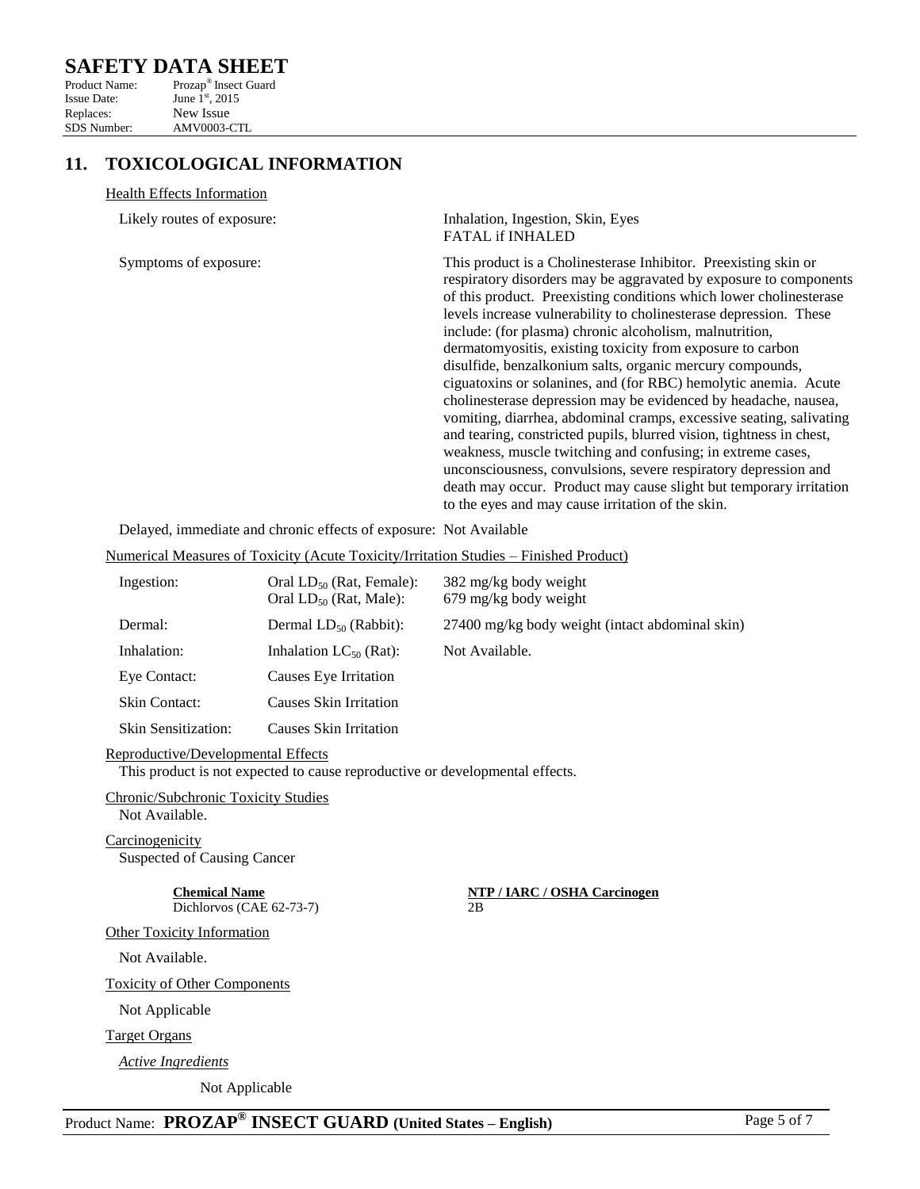# SAFETY DATA SHEET

Product Name: Prozap® Insect Guard
Issue Date: June 1st, 2015
Replaces: New Issue
SDS Number: AMV0003-CTL

## 11. TOXICOLOGICAL INFORMATION

Health Effects Information

| | |
|---|---|
| Likely routes of exposure: | Inhalation, Ingestion, Skin, Eyes<br>FATAL if INHALED |
| Symptoms of exposure: | This product is a Cholinesterase Inhibitor. Preexisting skin or respiratory disorders may be aggravated by exposure to components of this product. Preexisting conditions which lower cholinesterase levels increase vulnerability to cholinesterase depression. These include: (for plasma) chronic alcoholism, malnutrition, dermatomyositis, existing toxicity from exposure to carbon disulfide, benzalkonium salts, organic mercury compounds, ciguatoxins or solanines, and (for RBC) hemolytic anemia. Acute cholinesterase depression may be evidenced by headache, nausea, vomiting, diarrhea, abdominal cramps, excessive seating, salivating and tearing, constricted pupils, blurred vision, tightness in chest, weakness, muscle twitching and confusing; in extreme cases, unconsciousness, convulsions, severe respiratory depression and death may occur. Product may cause slight but temporary irritation to the eyes and may cause irritation of the skin. |

Delayed, immediate and chronic effects of exposure: Not Available

Numerical Measures of Toxicity (Acute Toxicity/Irritation Studies – Finished Product)

| | | |
|---|---|---|
| Ingestion: | Oral $LD_{50}$ (Rat, Female):<br>Oral $LD_{50}$ (Rat, Male): | 382 mg/kg body weight<br>679 mg/kg body weight |
| Dermal: | Dermal $LD_{50}$ (Rabbit): | 27400 mg/kg body weight (intact abdominal skin) |
| Inhalation: | Inhalation $LC_{50}$ (Rat): | Not Available. |
| Eye Contact: | Causes Eye Irritation | |
| Skin Contact: | Causes Skin Irritation | |
| Skin Sensitization: | Causes Skin Irritation | |

Reproductive/Developmental Effects
This product is not expected to cause reproductive or developmental effects.

Chronic/Subchronic Toxicity Studies
Not Available.

Carcinogenicity
Suspected of Causing Cancer

| Chemical Name | NTP / IARC / OSHA Carcinogen |
|---|---|
| Dichlorvos (CAE 62-73-7) | 2B |

Other Toxicity Information

Not Available.

Toxicity of Other Components

Not Applicable

Target Organs

*Active Ingredients*

Not Applicable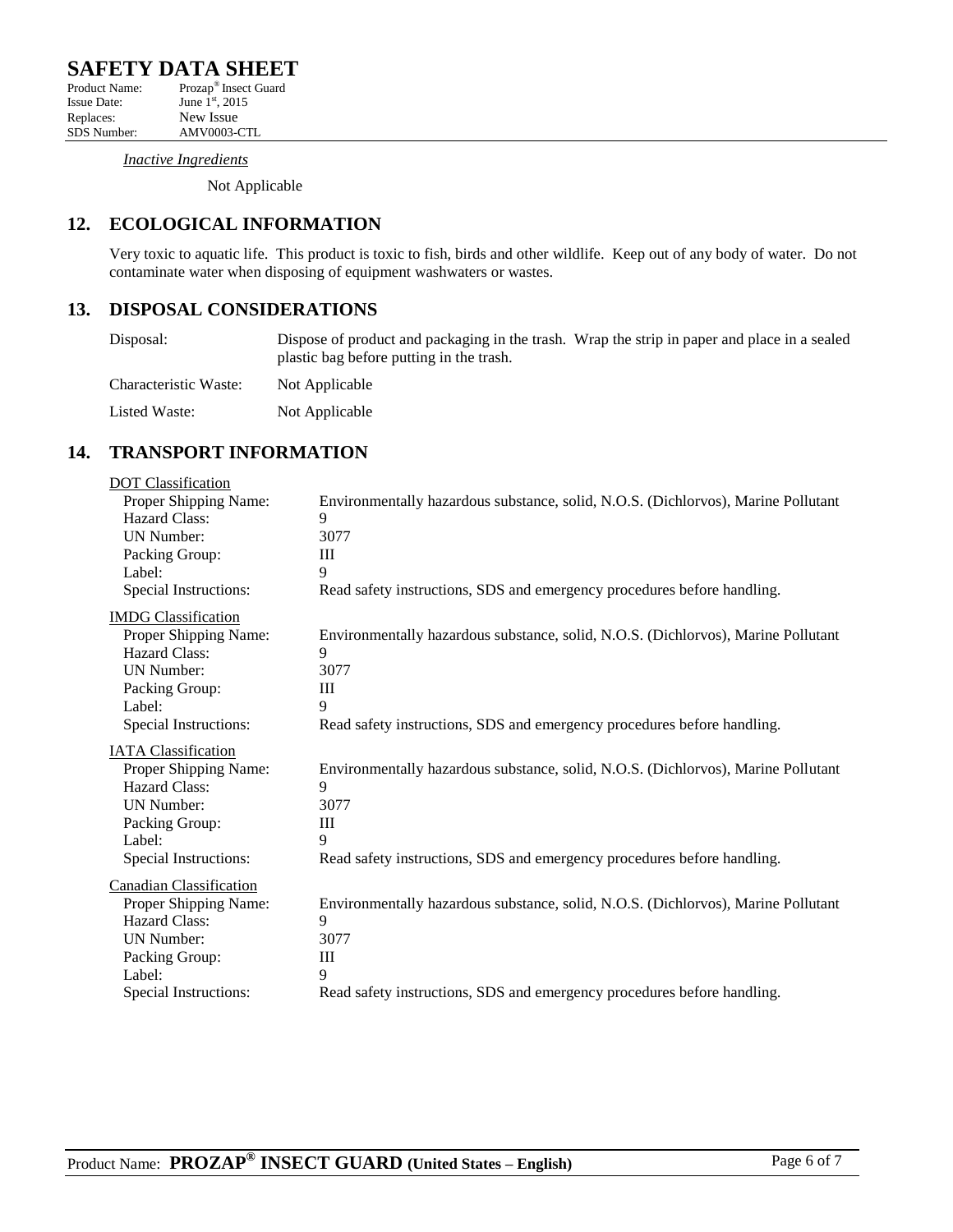*Inactive Ingredients*

Not Applicable

## 12. ECOLOGICAL INFORMATION

Very toxic to aquatic life. This product is toxic to fish, birds and other wildlife. Keep out of any body of water. Do not contaminate water when disposing of equipment washwaters or wastes.

## 13. DISPOSAL CONSIDERATIONS

| | |
|---|---|
| Disposal: | Dispose of product and packaging in the trash. Wrap the strip in paper and place in a sealed plastic bag before putting in the trash. |
| Characteristic Waste: | Not Applicable |
| Listed Waste: | Not Applicable |

## 14. TRANSPORT INFORMATION

<u>DOT Classification</u>

| | |
|---|---|
| Proper Shipping Name: | Environmentally hazardous substance, solid, N.O.S. (Dichlorvos), Marine Pollutant |
| Hazard Class: | 9 |
| UN Number: | 3077 |
| Packing Group: | III |
| Label: | 9 |
| Special Instructions: | Read safety instructions, SDS and emergency procedures before handling. |

<u>IMDG Classification</u>

| | |
|---|---|
| Proper Shipping Name: | Environmentally hazardous substance, solid, N.O.S. (Dichlorvos), Marine Pollutant |
| Hazard Class: | 9 |
| UN Number: | 3077 |
| Packing Group: | III |
| Label: | 9 |
| Special Instructions: | Read safety instructions, SDS and emergency procedures before handling. |

<u>IATA Classification</u>

| | |
|---|---|
| Proper Shipping Name: | Environmentally hazardous substance, solid, N.O.S. (Dichlorvos), Marine Pollutant |
| Hazard Class: | 9 |
| UN Number: | 3077 |
| Packing Group: | III |
| Label: | 9 |
| Special Instructions: | Read safety instructions, SDS and emergency procedures before handling. |

<u>Canadian Classification</u>

| | |
|---|---|
| Proper Shipping Name: | Environmentally hazardous substance, solid, N.O.S. (Dichlorvos), Marine Pollutant |
| Hazard Class: | 9 |
| UN Number: | 3077 |
| Packing Group: | III |
| Label: | 9 |
| Special Instructions: | Read safety instructions, SDS and emergency procedures before handling. |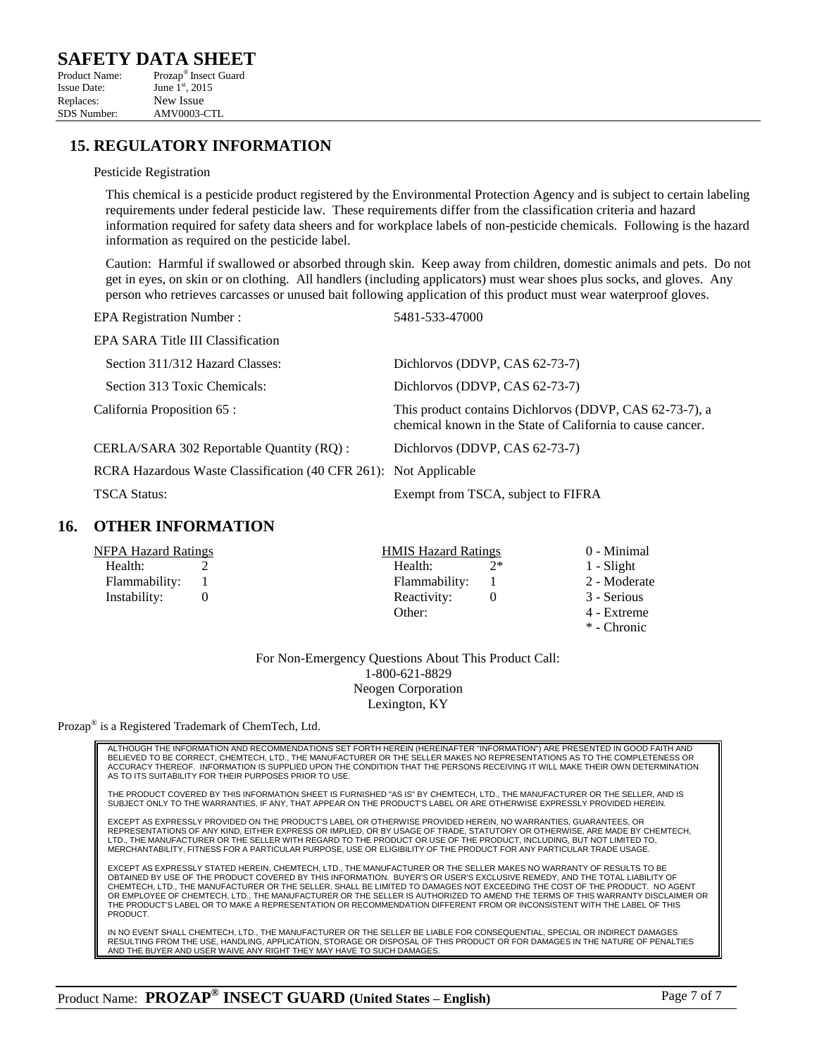## 15. REGULATORY INFORMATION

Pesticide Registration

This chemical is a pesticide product registered by the Environmental Protection Agency and is subject to certain labeling requirements under federal pesticide law. These requirements differ from the classification criteria and hazard information required for safety data sheers and for workplace labels of non-pesticide chemicals. Following is the hazard information as required on the pesticide label.

Caution: Harmful if swallowed or absorbed through skin. Keep away from children, domestic animals and pets. Do not get in eyes, on skin or on clothing. All handlers (including applicators) must wear shoes plus socks, and gloves. Any person who retrieves carcasses or unused bait following application of this product must wear waterproof gloves.

| | |
|---|---|
| EPA Registration Number : | 5481-533-47000 |
| EPA SARA Title III Classification | |
| Section 311/312 Hazard Classes: | Dichlorvos (DDVP, CAS 62-73-7) |
| Section 313 Toxic Chemicals: | Dichlorvos (DDVP, CAS 62-73-7) |
| California Proposition 65 : | This product contains Dichlorvos (DDVP, CAS 62-73-7), a chemical known in the State of California to cause cancer. |
| CERLA/SARA 302 Reportable Quantity (RQ) : | Dichlorvos (DDVP, CAS 62-73-7) |
| RCRA Hazardous Waste Classification (40 CFR 261): | Not Applicable |
| TSCA Status: | Exempt from TSCA, subject to FIFRA |

## 16. OTHER INFORMATION

| NFPA Hazard Ratings | | HMIS Hazard Ratings | | |
|---|---|---|---|---|
| Health: | 2 | Health: | 2* | 0 - Minimal |
| Flammability: | 1 | Flammability: | 1 | 1 - Slight |
| Instability: | 0 | Reactivity: | 0 | 2 - Moderate |
| | | Other: | | 3 - Serious |
| | | | | 4 - Extreme |
| | | | | * - Chronic |

For Non-Emergency Questions About This Product Call:
1-800-621-8829
Neogen Corporation
Lexington, KY

Prozap® is a Registered Trademark of ChemTech, Ltd.

ALTHOUGH THE INFORMATION AND RECOMMENDATIONS SET FORTH HEREIN (HEREINAFTER "INFORMATION") ARE PRESENTED IN GOOD FAITH AND BELIEVED TO BE CORRECT, CHEMTECH, LTD., THE MANUFACTURER OR THE SELLER MAKES NO REPRESENTATIONS AS TO THE COMPLETENESS OR ACCURACY THEREOF. INFORMATION IS SUPPLIED UPON THE CONDITION THAT THE PERSONS RECEIVING IT WILL MAKE THEIR OWN DETERMINATION AS TO ITS SUITABILITY FOR THEIR PURPOSES PRIOR TO USE.

THE PRODUCT COVERED BY THIS INFORMATION SHEET IS FURNISHED "AS IS" BY CHEMTECH, LTD., THE MANUFACTURER OR THE SELLER, AND IS SUBJECT ONLY TO THE WARRANTIES, IF ANY, THAT APPEAR ON THE PRODUCT'S LABEL OR ARE OTHERWISE EXPRESSLY PROVIDED HEREIN.

EXCEPT AS EXPRESSLY PROVIDED ON THE PRODUCT'S LABEL OR OTHERWISE PROVIDED HEREIN, NO WARRANTIES, GUARANTEES, OR REPRESENTATIONS OF ANY KIND, EITHER EXPRESS OR IMPLIED, OR BY USAGE OF TRADE, STATUTORY OR OTHERWISE, ARE MADE BY CHEMTECH, LTD., THE MANUFACTURER OR THE SELLER WITH REGARD TO THE PRODUCT OR USE OF THE PRODUCT, INCLUDING, BUT NOT LIMITED TO, MERCHANTABILITY, FITNESS FOR A PARTICULAR PURPOSE, USE OR ELIGIBILITY OF THE PRODUCT FOR ANY PARTICULAR TRADE USAGE.

EXCEPT AS EXPRESSLY STATED HEREIN, CHEMTECH, LTD., THE MANUFACTURER OR THE SELLER MAKES NO WARRANTY OF RESULTS TO BE OBTAINED BY USE OF THE PRODUCT COVERED BY THIS INFORMATION. BUYER'S OR USER'S EXCLUSIVE REMEDY, AND THE TOTAL LIABILITY OF CHEMTECH, LTD., THE MANUFACTURER OR THE SELLER, SHALL BE LIMITED TO DAMAGES NOT EXCEEDING THE COST OF THE PRODUCT. NO AGENT OR EMPLOYEE OF CHEMTECH, LTD., THE MANUFACTURER OR THE SELLER IS AUTHORIZED TO AMEND THE TERMS OF THIS WARRANTY DISCLAIMER OR THE PRODUCT'S LABEL OR TO MAKE A REPRESENTATION OR RECOMMENDATION DIFFERENT FROM OR INCONSISTENT WITH THE LABEL OF THIS PRODUCT.

IN NO EVENT SHALL CHEMTECH, LTD., THE MANUFACTURER OR THE SELLER BE LIABLE FOR CONSEQUENTIAL, SPECIAL OR INDIRECT DAMAGES RESULTING FROM THE USE, HANDLING, APPLICATION, STORAGE OR DISPOSAL OF THIS PRODUCT OR FOR DAMAGES IN THE NATURE OF PENALTIES AND THE BUYER AND USER WAIVE ANY RIGHT THEY MAY HAVE TO SUCH DAMAGES.